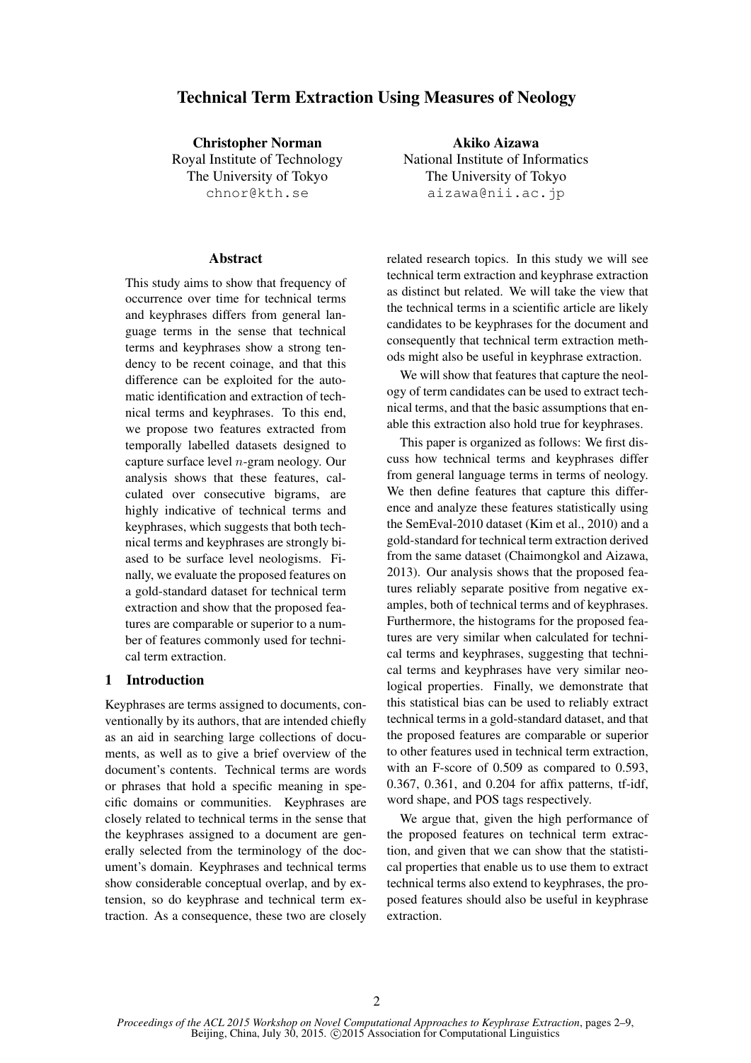# Technical Term Extraction Using Measures of Neology

**Christopher Norman**
Royal Institute of Technology
The University of Tokyo
chnor@kth.se

**Akiko Aizawa**
National Institute of Informatics
The University of Tokyo
aizawa@nii.ac.jp

## Abstract

This study aims to show that frequency of occurrence over time for technical terms and keyphrases differs from general language terms in the sense that technical terms and keyphrases show a strong tendency to be recent coinage, and that this difference can be exploited for the automatic identification and extraction of technical terms and keyphrases. To this end, we propose two features extracted from temporally labelled datasets designed to capture surface level $n$-gram neology. Our analysis shows that these features, calculated over consecutive bigrams, are highly indicative of technical terms and keyphrases, which suggests that both technical terms and keyphrases are strongly biased to be surface level neologisms. Finally, we evaluate the proposed features on a gold-standard dataset for technical term extraction and show that the proposed features are comparable or superior to a number of features commonly used for technical term extraction.

## 1 Introduction

Keyphrases are terms assigned to documents, conventionally by its authors, that are intended chiefly as an aid in searching large collections of documents, as well as to give a brief overview of the document's contents. Technical terms are words or phrases that hold a specific meaning in specific domains or communities. Keyphrases are closely related to technical terms in the sense that the keyphrases assigned to a document are generally selected from the terminology of the document's domain. Keyphrases and technical terms show considerable conceptual overlap, and by extension, so do keyphrase and technical term extraction. As a consequence, these two are closely related research topics. In this study we will see technical term extraction and keyphrase extraction as distinct but related. We will take the view that the technical terms in a scientific article are likely candidates to be keyphrases for the document and consequently that technical term extraction methods might also be useful in keyphrase extraction.

We will show that features that capture the neology of term candidates can be used to extract technical terms, and that the basic assumptions that enable this extraction also hold true for keyphrases.

This paper is organized as follows: We first discuss how technical terms and keyphrases differ from general language terms in terms of neology. We then define features that capture this difference and analyze these features statistically using the SemEval-2010 dataset (Kim et al., 2010) and a gold-standard for technical term extraction derived from the same dataset (Chaimongkol and Aizawa, 2013). Our analysis shows that the proposed features reliably separate positive from negative examples, both of technical terms and of keyphrases. Furthermore, the histograms for the proposed features are very similar when calculated for technical terms and keyphrases, suggesting that technical terms and keyphrases have very similar neological properties. Finally, we demonstrate that this statistical bias can be used to reliably extract technical terms in a gold-standard dataset, and that the proposed features are comparable or superior to other features used in technical term extraction, with an F-score of 0.509 as compared to 0.593, 0.367, 0.361, and 0.204 for affix patterns, tf-idf, word shape, and POS tags respectively.

We argue that, given the high performance of the proposed features on technical term extraction, and given that we can show that the statistical properties that enable us to use them to extract technical terms also extend to keyphrases, the proposed features should also be useful in keyphrase extraction.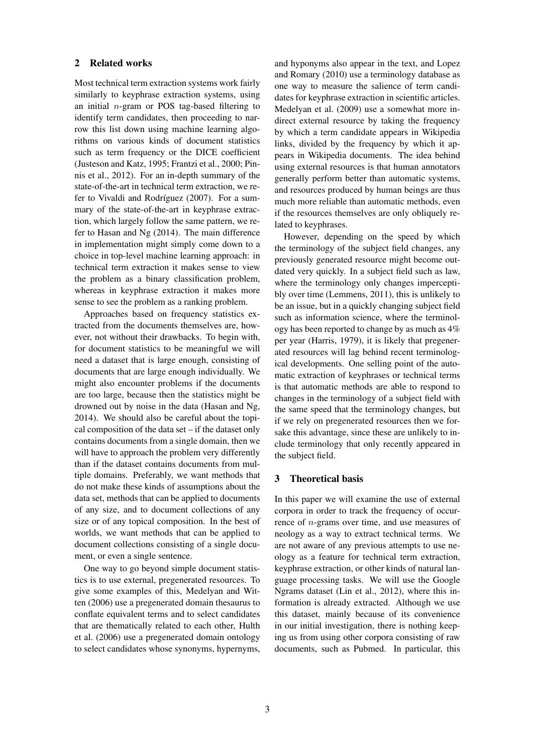## 2 Related works

Most technical term extraction systems work fairly similarly to keyphrase extraction systems, using an initial $n$-gram or POS tag-based filtering to identify term candidates, then proceeding to narrow this list down using machine learning algorithms on various kinds of document statistics such as term frequency or the DICE coefficient (Justeson and Katz, 1995; Frantzi et al., 2000; Pinnis et al., 2012). For an in-depth summary of the state-of-the-art in technical term extraction, we refer to Vivaldi and Rodríguez (2007). For a summary of the state-of-the-art in keyphrase extraction, which largely follow the same pattern, we refer to Hasan and Ng (2014). The main difference in implementation might simply come down to a choice in top-level machine learning approach: in technical term extraction it makes sense to view the problem as a binary classification problem, whereas in keyphrase extraction it makes more sense to see the problem as a ranking problem.

Approaches based on frequency statistics extracted from the documents themselves are, however, not without their drawbacks. To begin with, for document statistics to be meaningful we will need a dataset that is large enough, consisting of documents that are large enough individually. We might also encounter problems if the documents are too large, because then the statistics might be drowned out by noise in the data (Hasan and Ng, 2014). We should also be careful about the topical composition of the data set – if the dataset only contains documents from a single domain, then we will have to approach the problem very differently than if the dataset contains documents from multiple domains. Preferably, we want methods that do not make these kinds of assumptions about the data set, methods that can be applied to documents of any size, and to document collections of any size or of any topical composition. In the best of worlds, we want methods that can be applied to document collections consisting of a single document, or even a single sentence.

One way to go beyond simple document statistics is to use external, pregenerated resources. To give some examples of this, Medelyan and Witten (2006) use a pregenerated domain thesaurus to conflate equivalent terms and to select candidates that are thematically related to each other, Hulth et al. (2006) use a pregenerated domain ontology to select candidates whose synonyms, hypernyms, and hyponyms also appear in the text, and Lopez and Romary (2010) use a terminology database as one way to measure the salience of term candidates for keyphrase extraction in scientific articles. Medelyan et al. (2009) use a somewhat more indirect external resource by taking the frequency by which a term candidate appears in Wikipedia links, divided by the frequency by which it appears in Wikipedia documents. The idea behind using external resources is that human annotators generally perform better than automatic systems, and resources produced by human beings are thus much more reliable than automatic methods, even if the resources themselves are only obliquely related to keyphrases.

However, depending on the speed by which the terminology of the subject field changes, any previously generated resource might become outdated very quickly. In a subject field such as law, where the terminology only changes imperceptibly over time (Lemmens, 2011), this is unlikely to be an issue, but in a quickly changing subject field such as information science, where the terminology has been reported to change by as much as 4% per year (Harris, 1979), it is likely that pregenerated resources will lag behind recent terminological developments. One selling point of the automatic extraction of keyphrases or technical terms is that automatic methods are able to respond to changes in the terminology of a subject field with the same speed that the terminology changes, but if we rely on pregenerated resources then we forsake this advantage, since these are unlikely to include terminology that only recently appeared in the subject field.

## 3 Theoretical basis

In this paper we will examine the use of external corpora in order to track the frequency of occurrence of $n$-grams over time, and use measures of neology as a way to extract technical terms. We are not aware of any previous attempts to use neology as a feature for technical term extraction, keyphrase extraction, or other kinds of natural language processing tasks. We will use the Google Ngrams dataset (Lin et al., 2012), where this information is already extracted. Although we use this dataset, mainly because of its convenience in our initial investigation, there is nothing keeping us from using other corpora consisting of raw documents, such as Pubmed. In particular, this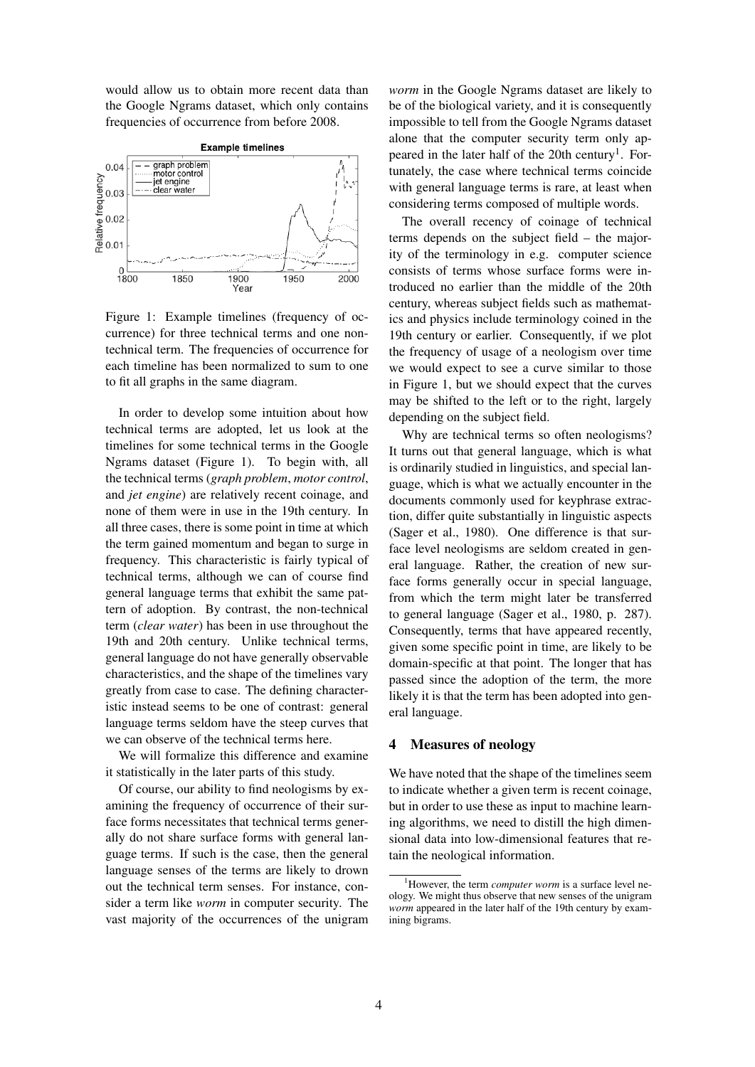would allow us to obtain more recent data than the Google Ngrams dataset, which only contains frequencies of occurrence from before 2008.

Figure 1: Example timelines (frequency of occurrence) for three technical terms and one non-technical term. The frequencies of occurrence for each timeline has been normalized to sum to one to fit all graphs in the same diagram.

In order to develop some intuition about how technical terms are adopted, let us look at the timelines for some technical terms in the Google Ngrams dataset (Figure 1). To begin with, all the technical terms (*graph problem*, *motor control*, and *jet engine*) are relatively recent coinage, and none of them were in use in the 19th century. In all three cases, there is some point in time at which the term gained momentum and began to surge in frequency. This characteristic is fairly typical of technical terms, although we can of course find general language terms that exhibit the same pattern of adoption. By contrast, the non-technical term (*clear water*) has been in use throughout the 19th and 20th century. Unlike technical terms, general language do not have generally observable characteristics, and the shape of the timelines vary greatly from case to case. The defining characteristic instead seems to be one of contrast: general language terms seldom have the steep curves that we can observe of the technical terms here.

We will formalize this difference and examine it statistically in the later parts of this study.

Of course, our ability to find neologisms by examining the frequency of occurrence of their surface forms necessitates that technical terms generally do not share surface forms with general language terms. If such is the case, then the general language senses of the terms are likely to drown out the technical term senses. For instance, consider a term like *worm* in computer security. The vast majority of the occurrences of the unigram *worm* in the Google Ngrams dataset are likely to be of the biological variety, and it is consequently impossible to tell from the Google Ngrams dataset alone that the computer security term only appeared in the later half of the 20th century[1]. Fortunately, the case where technical terms coincide with general language terms is rare, at least when considering terms composed of multiple words.

The overall recency of coinage of technical terms depends on the subject field – the majority of the terminology in e.g. computer science consists of terms whose surface forms were introduced no earlier than the middle of the 20th century, whereas subject fields such as mathematics and physics include terminology coined in the 19th century or earlier. Consequently, if we plot the frequency of usage of a neologism over time we would expect to see a curve similar to those in Figure 1, but we should expect that the curves may be shifted to the left or to the right, largely depending on the subject field.

Why are technical terms so often neologisms? It turns out that general language, which is what is ordinarily studied in linguistics, and special language, which is what we actually encounter in the documents commonly used for keyphrase extraction, differ quite substantially in linguistic aspects (Sager et al., 1980). One difference is that surface level neologisms are seldom created in general language. Rather, the creation of new surface forms generally occur in special language, from which the term might later be transferred to general language (Sager et al., 1980, p. 287). Consequently, terms that have appeared recently, given some specific point in time, are likely to be domain-specific at that point. The longer that has passed since the adoption of the term, the more likely it is that the term has been adopted into general language.

## 4 Measures of neology

We have noted that the shape of the timelines seem to indicate whether a given term is recent coinage, but in order to use these as input to machine learning algorithms, we need to distill the high dimensional data into low-dimensional features that retain the neological information.

[1] However, the term *computer worm* is a surface level neology. We might thus observe that new senses of the unigram *worm* appeared in the later half of the 19th century by examining bigrams.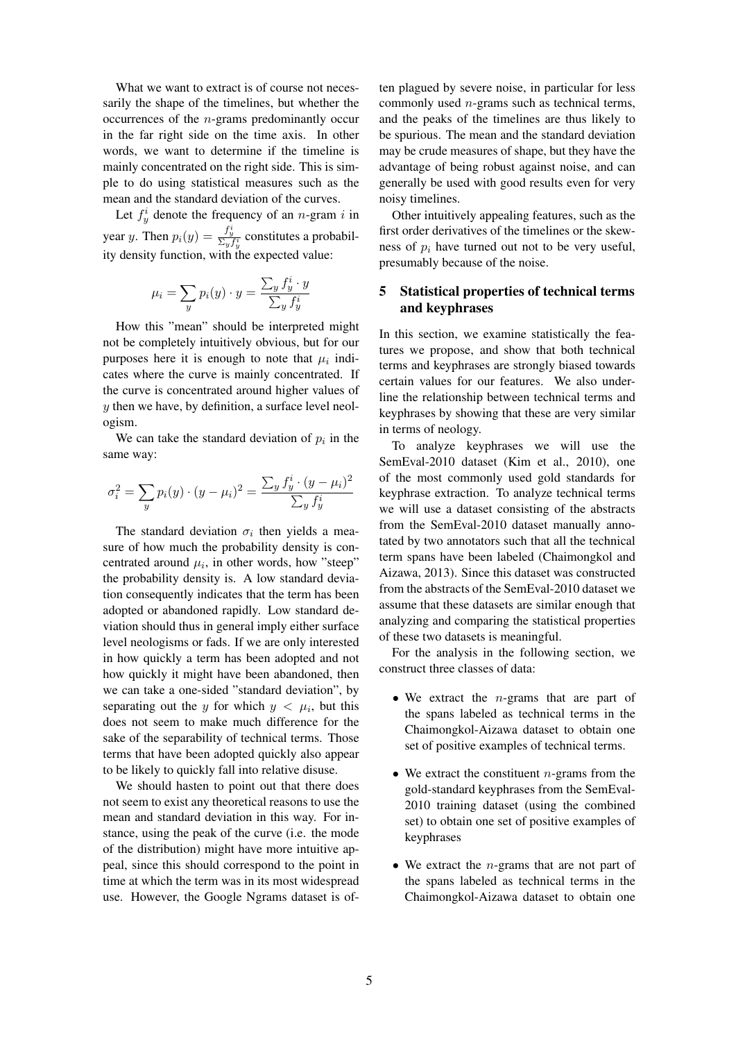What we want to extract is of course not necessarily the shape of the timelines, but whether the occurrences of the $n$-grams predominantly occur in the far right side on the time axis. In other words, we want to determine if the timeline is mainly concentrated on the right side. This is simple to do using statistical measures such as the mean and the standard deviation of the curves.

Let $f_y^i$ denote the frequency of an $n$-gram $i$ in year $y$. Then $p_i(y) = \frac{f_y^i}{\sum_y f_y^i}$ constitutes a probability density function, with the expected value:

$$\mu_i = \sum_y p_i(y) \cdot y = \frac{\sum_y f_y^i \cdot y}{\sum_y f_y^i}$$

How this "mean" should be interpreted might not be completely intuitively obvious, but for our purposes here it is enough to note that $\mu_i$ indicates where the curve is mainly concentrated. If the curve is concentrated around higher values of $y$ then we have, by definition, a surface level neologism.

We can take the standard deviation of $p_i$ in the same way:

$$\sigma_i^2 = \sum_y p_i(y) \cdot (y - \mu_i)^2 = \frac{\sum_y f_y^i \cdot (y - \mu_i)^2}{\sum_y f_y^i}$$

The standard deviation $\sigma_i$ then yields a measure of how much the probability density is concentrated around $\mu_i$, in other words, how "steep" the probability density is. A low standard deviation consequently indicates that the term has been adopted or abandoned rapidly. Low standard deviation should thus in general imply either surface level neologisms or fads. If we are only interested in how quickly a term has been adopted and not how quickly it might have been abandoned, then we can take a one-sided "standard deviation", by separating out the $y$ for which $y < \mu_i$, but this does not seem to make much difference for the sake of the separability of technical terms. Those terms that have been adopted quickly also appear to be likely to quickly fall into relative disuse.

We should hasten to point out that there does not seem to exist any theoretical reasons to use the mean and standard deviation in this way. For instance, using the peak of the curve (i.e. the mode of the distribution) might have more intuitive appeal, since this should correspond to the point in time at which the term was in its most widespread use. However, the Google Ngrams dataset is often plagued by severe noise, in particular for less commonly used $n$-grams such as technical terms, and the peaks of the timelines are thus likely to be spurious. The mean and the standard deviation may be crude measures of shape, but they have the advantage of being robust against noise, and can generally be used with good results even for very noisy timelines.

Other intuitively appealing features, such as the first order derivatives of the timelines or the skewness of $p_i$ have turned out not to be very useful, presumably because of the noise.

## 5 Statistical properties of technical terms and keyphrases

In this section, we examine statistically the features we propose, and show that both technical terms and keyphrases are strongly biased towards certain values for our features. We also underline the relationship between technical terms and keyphrases by showing that these are very similar in terms of neology.

To analyze keyphrases we will use the SemEval-2010 dataset (Kim et al., 2010), one of the most commonly used gold standards for keyphrase extraction. To analyze technical terms we will use a dataset consisting of the abstracts from the SemEval-2010 dataset manually annotated by two annotators such that all the technical term spans have been labeled (Chaimongkol and Aizawa, 2013). Since this dataset was constructed from the abstracts of the SemEval-2010 dataset we assume that these datasets are similar enough that analyzing and comparing the statistical properties of these two datasets is meaningful.

For the analysis in the following section, we construct three classes of data:

- We extract the $n$-grams that are part of the spans labeled as technical terms in the Chaimongkol-Aizawa dataset to obtain one set of positive examples of technical terms.
- We extract the constituent $n$-grams from the gold-standard keyphrases from the SemEval-2010 training dataset (using the combined set) to obtain one set of positive examples of keyphrases
- We extract the $n$-grams that are not part of the spans labeled as technical terms in the Chaimongkol-Aizawa dataset to obtain one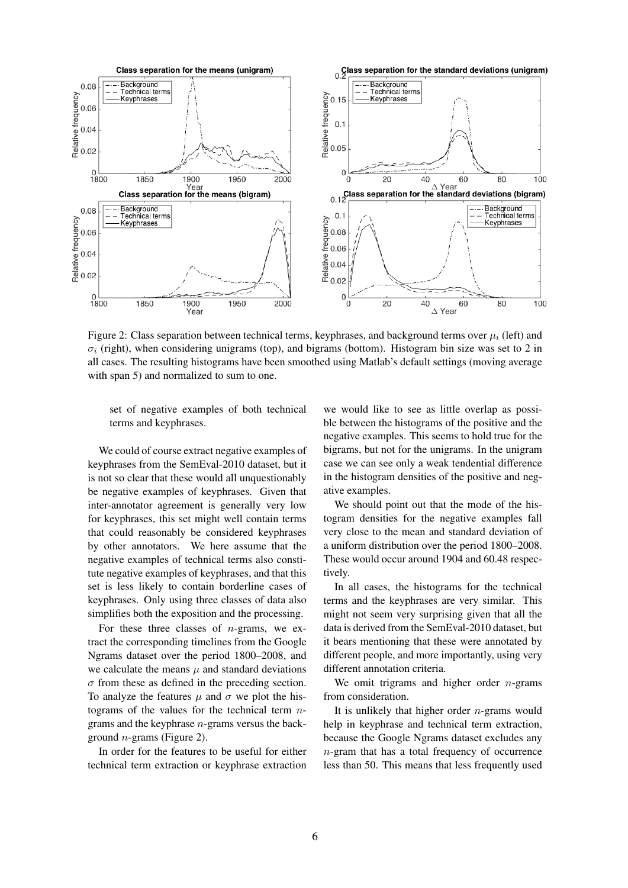Figure 2: Class separation between technical terms, keyphrases, and background terms over $\mu_i$ (left) and $\sigma_i$ (right), when considering unigrams (top), and bigrams (bottom). Histogram bin size was set to 2 in all cases. The resulting histograms have been smoothed using Matlab's default settings (moving average with span 5) and normalized to sum to one.

set of negative examples of both technical terms and keyphrases.

We could of course extract negative examples of keyphrases from the SemEval-2010 dataset, but it is not so clear that these would all unquestionably be negative examples of keyphrases. Given that inter-annotator agreement is generally very low for keyphrases, this set might well contain terms that could reasonably be considered keyphrases by other annotators. We here assume that the negative examples of technical terms also constitute negative examples of keyphrases, and that this set is less likely to contain borderline cases of keyphrases. Only using three classes of data also simplifies both the exposition and the processing.

For these three classes of $n$-grams, we extract the corresponding timelines from the Google Ngrams dataset over the period 1800–2008, and we calculate the means $\mu$ and standard deviations $\sigma$ from these as defined in the preceding section. To analyze the features $\mu$ and $\sigma$ we plot the histograms of the values for the technical term $n$-grams and the keyphrase $n$-grams versus the background $n$-grams (Figure 2).

In order for the features to be useful for either technical term extraction or keyphrase extraction we would like to see as little overlap as possible between the histograms of the positive and the negative examples. This seems to hold true for the bigrams, but not for the unigrams. In the unigram case we can see only a weak tendential difference in the histogram densities of the positive and negative examples.

We should point out that the mode of the histogram densities for the negative examples fall very close to the mean and standard deviation of a uniform distribution over the period 1800–2008. These would occur around 1904 and 60.48 respectively.

In all cases, the histograms for the technical terms and the keyphrases are very similar. This might not seem very surprising given that all the data is derived from the SemEval-2010 dataset, but it bears mentioning that these were annotated by different people, and more importantly, using very different annotation criteria.

We omit trigrams and higher order $n$-grams from consideration.

It is unlikely that higher order $n$-grams would help in keyphrase and technical term extraction, because the Google Ngrams dataset excludes any $n$-gram that has a total frequency of occurrence less than 50. This means that less frequently used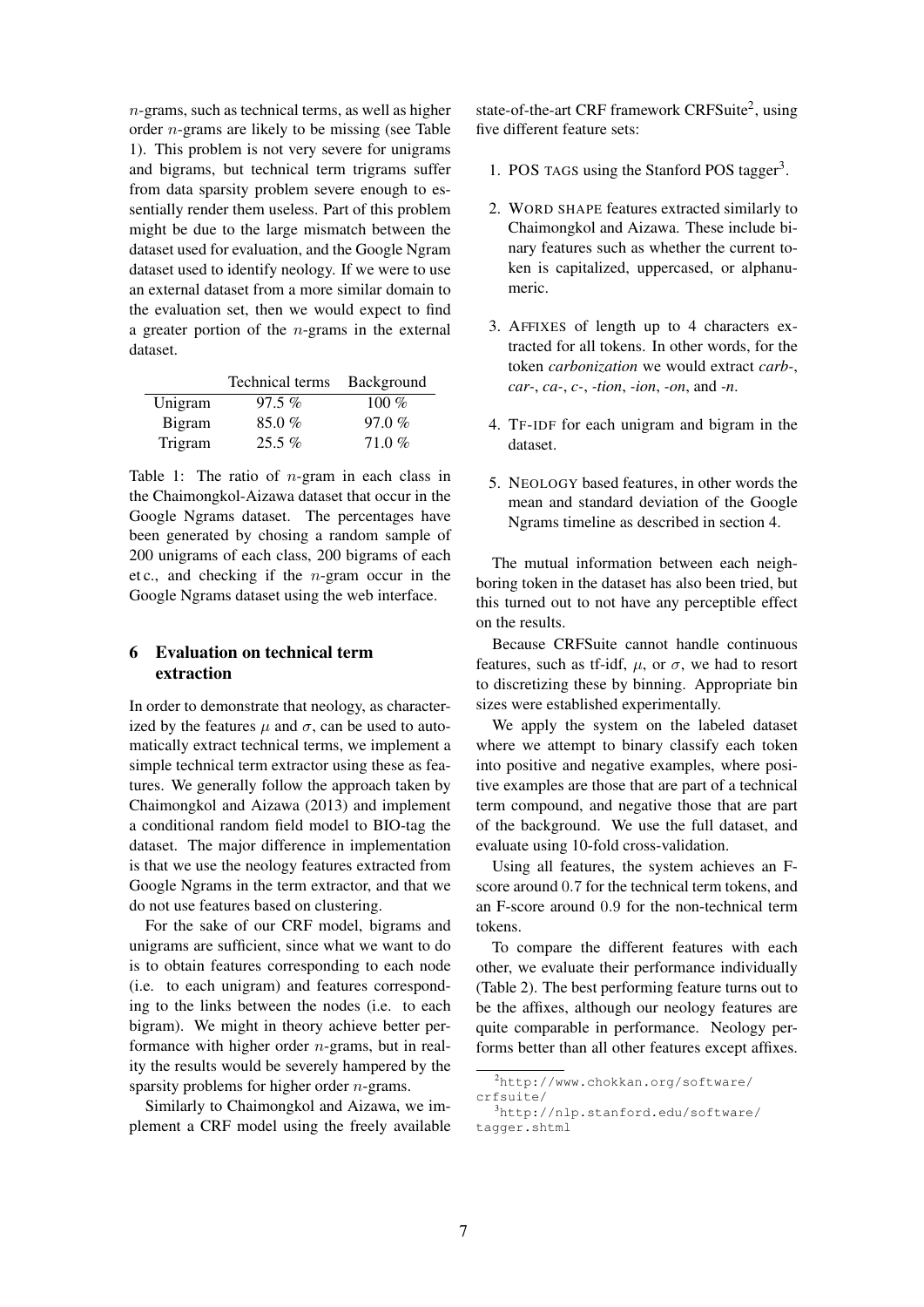$n$-grams, such as technical terms, as well as higher order $n$-grams are likely to be missing (see Table 1). This problem is not very severe for unigrams and bigrams, but technical term trigrams suffer from data sparsity problem severe enough to essentially render them useless. Part of this problem might be due to the large mismatch between the dataset used for evaluation, and the Google Ngram dataset used to identify neology. If we were to use an external dataset from a more similar domain to the evaluation set, then we would expect to find a greater portion of the $n$-grams in the external dataset.

| | Technical terms | Background |
|---|---|---|
| Unigram | 97.5 % | 100 % |
| Bigram | 85.0 % | 97.0 % |
| Trigram | 25.5 % | 71.0 % |

Table 1: The ratio of $n$-gram in each class in the Chaimongkol-Aizawa dataset that occur in the Google Ngrams dataset. The percentages have been generated by chosing a random sample of 200 unigrams of each class, 200 bigrams of each et c., and checking if the $n$-gram occur in the Google Ngrams dataset using the web interface.

## 6 Evaluation on technical term extraction

In order to demonstrate that neology, as characterized by the features $\mu$ and $\sigma$, can be used to automatically extract technical terms, we implement a simple technical term extractor using these as features. We generally follow the approach taken by Chaimongkol and Aizawa (2013) and implement a conditional random field model to BIO-tag the dataset. The major difference in implementation is that we use the neology features extracted from Google Ngrams in the term extractor, and that we do not use features based on clustering.

For the sake of our CRF model, bigrams and unigrams are sufficient, since what we want to do is to obtain features corresponding to each node (i.e. to each unigram) and features corresponding to the links between the nodes (i.e. to each bigram). We might in theory achieve better performance with higher order $n$-grams, but in reality the results would be severely hampered by the sparsity problems for higher order $n$-grams.

Similarly to Chaimongkol and Aizawa, we implement a CRF model using the freely available state-of-the-art CRF framework CRFSuite[2], using five different feature sets:

1. POS TAGS using the Stanford POS tagger[3].
2. WORD SHAPE features extracted similarly to Chaimongkol and Aizawa. These include binary features such as whether the current token is capitalized, uppercased, or alphanumeric.
3. AFFIXES of length up to 4 characters extracted for all tokens. In other words, for the token *carbonization* we would extract *carb-*, *car-*, *ca-*, *c-*, *-tion*, *-ion*, *-on*, and *-n*.
4. TF-IDF for each unigram and bigram in the dataset.
5. NEOLOGY based features, in other words the mean and standard deviation of the Google Ngrams timeline as described in section 4.

The mutual information between each neighboring token in the dataset has also been tried, but this turned out to not have any perceptible effect on the results.

Because CRFSuite cannot handle continuous features, such as tf-idf, $\mu$, or $\sigma$, we had to resort to discretizing these by binning. Appropriate bin sizes were established experimentally.

We apply the system on the labeled dataset where we attempt to binary classify each token into positive and negative examples, where positive examples are those that are part of a technical term compound, and negative those that are part of the background. We use the full dataset, and evaluate using 10-fold cross-validation.

Using all features, the system achieves an F-score around 0.7 for the technical term tokens, and an F-score around 0.9 for the non-technical term tokens.

To compare the different features with each other, we evaluate their performance individually (Table 2). The best performing feature turns out to be the affixes, although our neology features are quite comparable in performance. Neology performs better than all other features except affixes.

[2] http://www.chokkan.org/software/crfsuite/

[3] http://nlp.stanford.edu/software/tagger.shtml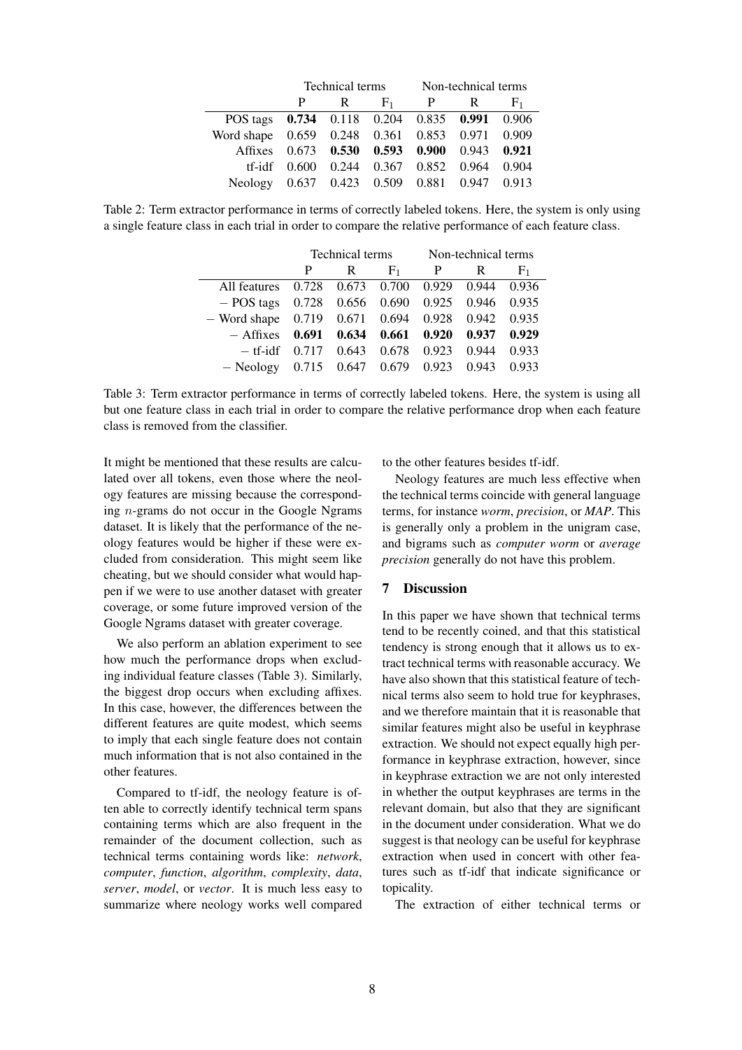| | Technical terms | | | Non-technical terms | | |
|---|---|---|---|---|---|---|
| | P | R | $F_1$ | P | R | $F_1$ |
| POS tags | **0.734** | 0.118 | 0.204 | 0.835 | **0.991** | 0.906 |
| Word shape | 0.659 | 0.248 | 0.361 | 0.853 | 0.971 | 0.909 |
| Affixes | 0.673 | **0.530** | **0.593** | **0.900** | 0.943 | **0.921** |
| tf-idf | 0.600 | 0.244 | 0.367 | 0.852 | 0.964 | 0.904 |
| Neology | 0.637 | 0.423 | 0.509 | 0.881 | 0.947 | 0.913 |

Table 2: Term extractor performance in terms of correctly labeled tokens. Here, the system is only using a single feature class in each trial in order to compare the relative performance of each feature class.

| | Technical terms | | | Non-technical terms | | |
|---|---|---|---|---|---|---|
| | P | R | $F_1$ | P | R | $F_1$ |
| All features | 0.728 | 0.673 | 0.700 | 0.929 | 0.944 | 0.936 |
| − POS tags | 0.728 | 0.656 | 0.690 | 0.925 | 0.946 | 0.935 |
| − Word shape | 0.719 | 0.671 | 0.694 | 0.928 | 0.942 | 0.935 |
| − Affixes | **0.691** | **0.634** | **0.661** | **0.920** | **0.937** | **0.929** |
| − tf-idf | 0.717 | 0.643 | 0.678 | 0.923 | 0.944 | 0.933 |
| − Neology | 0.715 | 0.647 | 0.679 | 0.923 | 0.943 | 0.933 |

Table 3: Term extractor performance in terms of correctly labeled tokens. Here, the system is using all but one feature class in each trial in order to compare the relative performance drop when each feature class is removed from the classifier.

It might be mentioned that these results are calculated over all tokens, even those where the neology features are missing because the corresponding $n$-grams do not occur in the Google Ngrams dataset. It is likely that the performance of the neology features would be higher if these were excluded from consideration. This might seem like cheating, but we should consider what would happen if we were to use another dataset with greater coverage, or some future improved version of the Google Ngrams dataset with greater coverage.

We also perform an ablation experiment to see how much the performance drops when excluding individual feature classes (Table 3). Similarly, the biggest drop occurs when excluding affixes. In this case, however, the differences between the different features are quite modest, which seems to imply that each single feature does not contain much information that is not also contained in the other features.

Compared to tf-idf, the neology feature is often able to correctly identify technical term spans containing terms which are also frequent in the remainder of the document collection, such as technical terms containing words like: *network*, *computer*, *function*, *algorithm*, *complexity*, *data*, *server*, *model*, or *vector*. It is much less easy to summarize where neology works well compared to the other features besides tf-idf.

Neology features are much less effective when the technical terms coincide with general language terms, for instance *worm*, *precision*, or *MAP*. This is generally only a problem in the unigram case, and bigrams such as *computer worm* or *average precision* generally do not have this problem.

## 7 Discussion

In this paper we have shown that technical terms tend to be recently coined, and that this statistical tendency is strong enough that it allows us to extract technical terms with reasonable accuracy. We have also shown that this statistical feature of technical terms also seem to hold true for keyphrases, and we therefore maintain that it is reasonable that similar features might also be useful in keyphrase extraction. We should not expect equally high performance in keyphrase extraction, however, since in keyphrase extraction we are not only interested in whether the output keyphrases are terms in the relevant domain, but also that they are significant in the document under consideration. What we do suggest is that neology can be useful for keyphrase extraction when used in concert with other features such as tf-idf that indicate significance or topicality.

The extraction of either technical terms or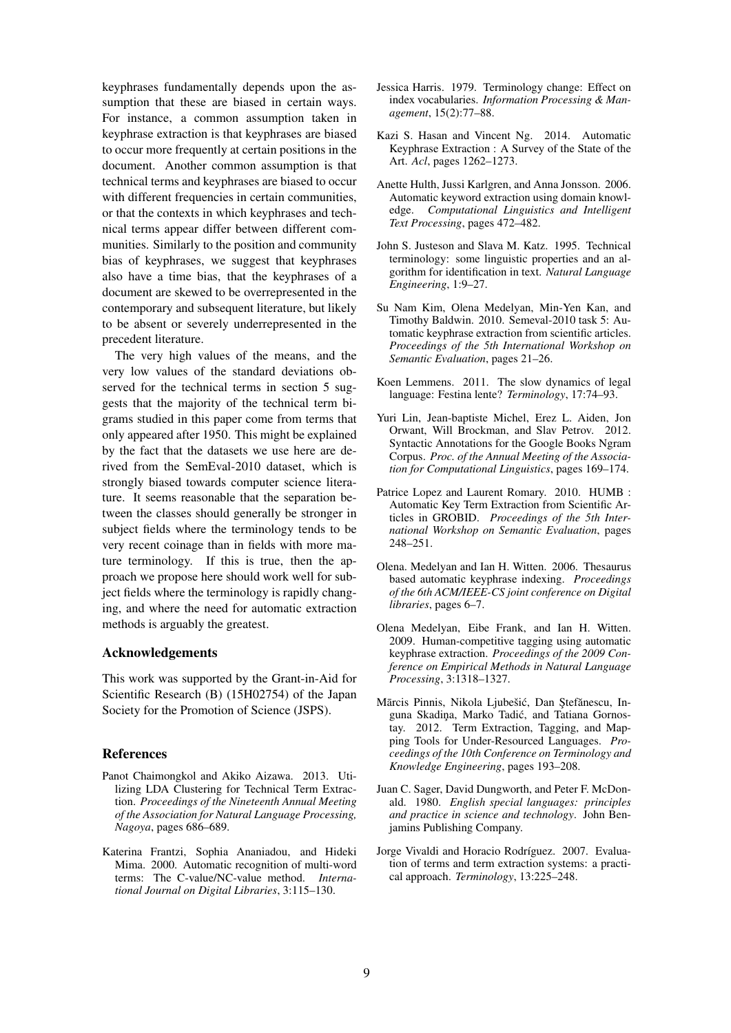keyphrases fundamentally depends upon the assumption that these are biased in certain ways. For instance, a common assumption taken in keyphrase extraction is that keyphrases are biased to occur more frequently at certain positions in the document. Another common assumption is that technical terms and keyphrases are biased to occur with different frequencies in certain communities, or that the contexts in which keyphrases and technical terms appear differ between different communities. Similarly to the position and community bias of keyphrases, we suggest that keyphrases also have a time bias, that the keyphrases of a document are skewed to be overrepresented in the contemporary and subsequent literature, but likely to be absent or severely underrepresented in the precedent literature.

The very high values of the means, and the very low values of the standard deviations observed for the technical terms in section 5 suggests that the majority of the technical term bigrams studied in this paper come from terms that only appeared after 1950. This might be explained by the fact that the datasets we use here are derived from the SemEval-2010 dataset, which is strongly biased towards computer science literature. It seems reasonable that the separation between the classes should generally be stronger in subject fields where the terminology tends to be very recent coinage than in fields with more mature terminology. If this is true, then the approach we propose here should work well for subject fields where the terminology is rapidly changing, and where the need for automatic extraction methods is arguably the greatest.

## Acknowledgements

This work was supported by the Grant-in-Aid for Scientific Research (B) (15H02754) of the Japan Society for the Promotion of Science (JSPS).

## References

Panot Chaimongkol and Akiko Aizawa. 2013. Utilizing LDA Clustering for Technical Term Extraction. *Proceedings of the Nineteenth Annual Meeting of the Association for Natural Language Processing, Nagoya*, pages 686–689.

Katerina Frantzi, Sophia Ananiadou, and Hideki Mima. 2000. Automatic recognition of multi-word terms: The C-value/NC-value method. *International Journal on Digital Libraries*, 3:115–130.

Jessica Harris. 1979. Terminology change: Effect on index vocabularies. *Information Processing & Management*, 15(2):77–88.

Kazi S. Hasan and Vincent Ng. 2014. Automatic Keyphrase Extraction : A Survey of the State of the Art. *Acl*, pages 1262–1273.

Anette Hulth, Jussi Karlgren, and Anna Jonsson. 2006. Automatic keyword extraction using domain knowledge. *Computational Linguistics and Intelligent Text Processing*, pages 472–482.

John S. Justeson and Slava M. Katz. 1995. Technical terminology: some linguistic properties and an algorithm for identification in text. *Natural Language Engineering*, 1:9–27.

Su Nam Kim, Olena Medelyan, Min-Yen Kan, and Timothy Baldwin. 2010. Semeval-2010 task 5: Automatic keyphrase extraction from scientific articles. *Proceedings of the 5th International Workshop on Semantic Evaluation*, pages 21–26.

Koen Lemmens. 2011. The slow dynamics of legal language: Festina lente? *Terminology*, 17:74–93.

Yuri Lin, Jean-baptiste Michel, Erez L. Aiden, Jon Orwant, Will Brockman, and Slav Petrov. 2012. Syntactic Annotations for the Google Books Ngram Corpus. *Proc. of the Annual Meeting of the Association for Computational Linguistics*, pages 169–174.

Patrice Lopez and Laurent Romary. 2010. HUMB : Automatic Key Term Extraction from Scientific Articles in GROBID. *Proceedings of the 5th International Workshop on Semantic Evaluation*, pages 248–251.

Olena. Medelyan and Ian H. Witten. 2006. Thesaurus based automatic keyphrase indexing. *Proceedings of the 6th ACM/IEEE-CS joint conference on Digital libraries*, pages 6–7.

Olena Medelyan, Eibe Frank, and Ian H. Witten. 2009. Human-competitive tagging using automatic keyphrase extraction. *Proceedings of the 2009 Conference on Empirical Methods in Natural Language Processing*, 3:1318–1327.

Mārcis Pinnis, Nikola Ljubešić, Dan Ştefănescu, Inguna Skadiņa, Marko Tadić, and Tatiana Gornostay. 2012. Term Extraction, Tagging, and Mapping Tools for Under-Resourced Languages. *Proceedings of the 10th Conference on Terminology and Knowledge Engineering*, pages 193–208.

Juan C. Sager, David Dungworth, and Peter F. McDonald. 1980. *English special languages: principles and practice in science and technology*. John Benjamins Publishing Company.

Jorge Vivaldi and Horacio Rodríguez. 2007. Evaluation of terms and term extraction systems: a practical approach. *Terminology*, 13:225–248.